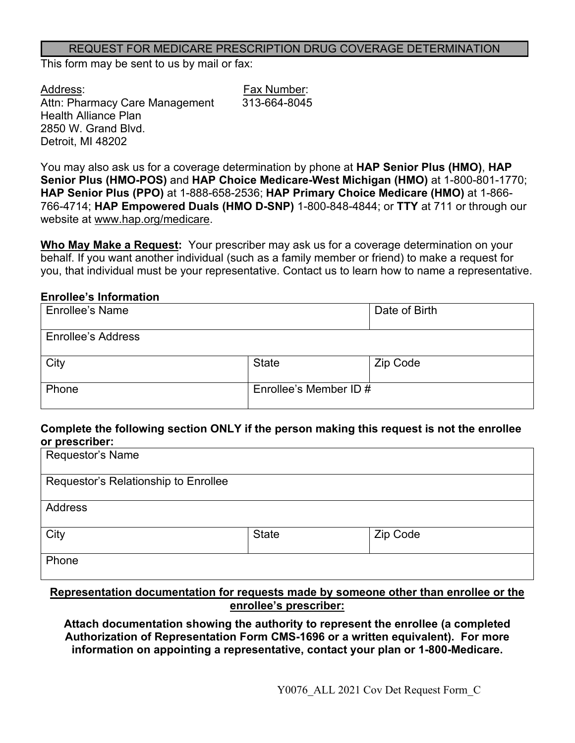# REQUEST FOR MEDICARE PRESCRIPTION DRUG COVERAGE DETERMINATION

This form may be sent to us by mail or fax:

| Address: | Fax Number: |
|---|---|
| Attn: Pharmacy Care Management<br>Health Alliance Plan<br>2850 W. Grand Blvd.<br>Detroit, MI 48202 | 313-664-8045 |

You may also ask us for a coverage determination by phone at **HAP Senior Plus (HMO)**, **HAP Senior Plus (HMO-POS)** and **HAP Choice Medicare-West Michigan (HMO)** at 1-800-801-1770; **HAP Senior Plus (PPO)** at 1-888-658-2536; **HAP Primary Choice Medicare (HMO)** at 1-866-766-4714; **HAP Empowered Duals (HMO D-SNP)** 1-800-848-4844; or **TTY** at 711 or through our website at www.hap.org/medicare.

**Who May Make a Request:** Your prescriber may ask us for a coverage determination on your behalf. If you want another individual (such as a family member or friend) to make a request for you, that individual must be your representative. Contact us to learn how to name a representative.

**Enrollee's Information**

| Enrollee's Name | | Date of Birth |
|---|---|---|
| Enrollee's Address | | |
| City | State | Zip Code |
| Phone | Enrollee's Member ID # | |

**Complete the following section ONLY if the person making this request is not the enrollee or prescriber:**

| Requestor's Name | | |
|---|---|---|
| Requestor's Relationship to Enrollee | | |
| Address | | |
| City | State | Zip Code |
| Phone | | |

**Representation documentation for requests made by someone other than enrollee or the enrollee's prescriber:**

**Attach documentation showing the authority to represent the enrollee (a completed Authorization of Representation Form CMS-1696 or a written equivalent). For more information on appointing a representative, contact your plan or 1-800-Medicare.**

Y0076_ALL 2021 Cov Det Request Form_C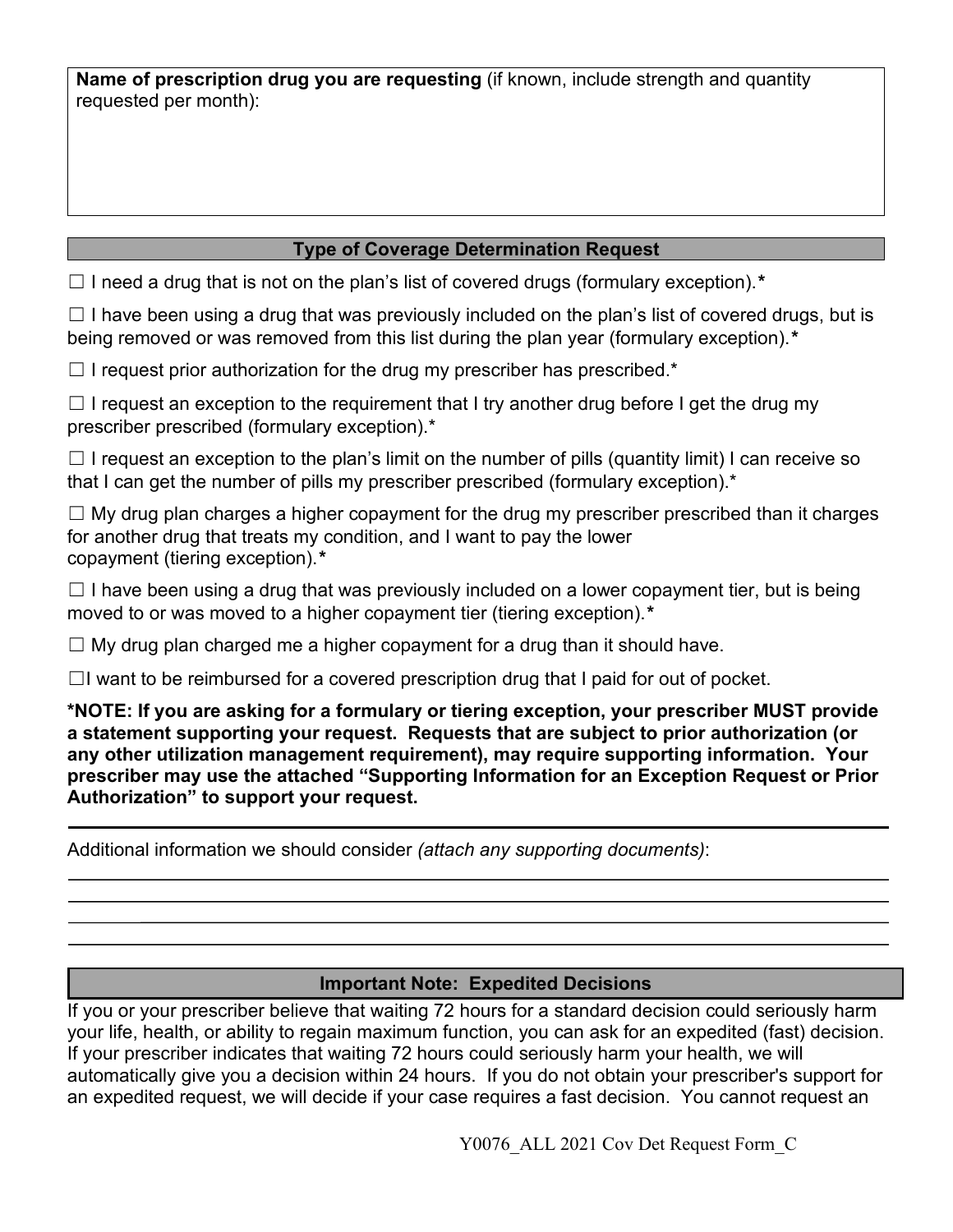**Name of prescription drug you are requesting** (if known, include strength and quantity requested per month):

## Type of Coverage Determination Request

☐ I need a drug that is not on the plan's list of covered drugs (formulary exception).**\***

☐ I have been using a drug that was previously included on the plan's list of covered drugs, but is being removed or was removed from this list during the plan year (formulary exception).**\***

☐ I request prior authorization for the drug my prescriber has prescribed.*

☐ I request an exception to the requirement that I try another drug before I get the drug my prescriber prescribed (formulary exception).*

☐ I request an exception to the plan's limit on the number of pills (quantity limit) I can receive so that I can get the number of pills my prescriber prescribed (formulary exception).*

☐ My drug plan charges a higher copayment for the drug my prescriber prescribed than it charges for another drug that treats my condition, and I want to pay the lower copayment (tiering exception).**\***

☐ I have been using a drug that was previously included on a lower copayment tier, but is being moved to or was moved to a higher copayment tier (tiering exception).**\***

☐ My drug plan charged me a higher copayment for a drug than it should have.

☐I want to be reimbursed for a covered prescription drug that I paid for out of pocket.

**\*NOTE: If you are asking for a formulary or tiering exception, your prescriber MUST provide a statement supporting your request. Requests that are subject to prior authorization (or any other utilization management requirement), may require supporting information. Your prescriber may use the attached "Supporting Information for an Exception Request or Prior Authorization" to support your request.**

Additional information we should consider *(attach any supporting documents)*:

## Important Note: Expedited Decisions

If you or your prescriber believe that waiting 72 hours for a standard decision could seriously harm your life, health, or ability to regain maximum function, you can ask for an expedited (fast) decision. If your prescriber indicates that waiting 72 hours could seriously harm your health, we will automatically give you a decision within 24 hours. If you do not obtain your prescriber's support for an expedited request, we will decide if your case requires a fast decision. You cannot request an

Y0076_ALL 2021 Cov Det Request Form_C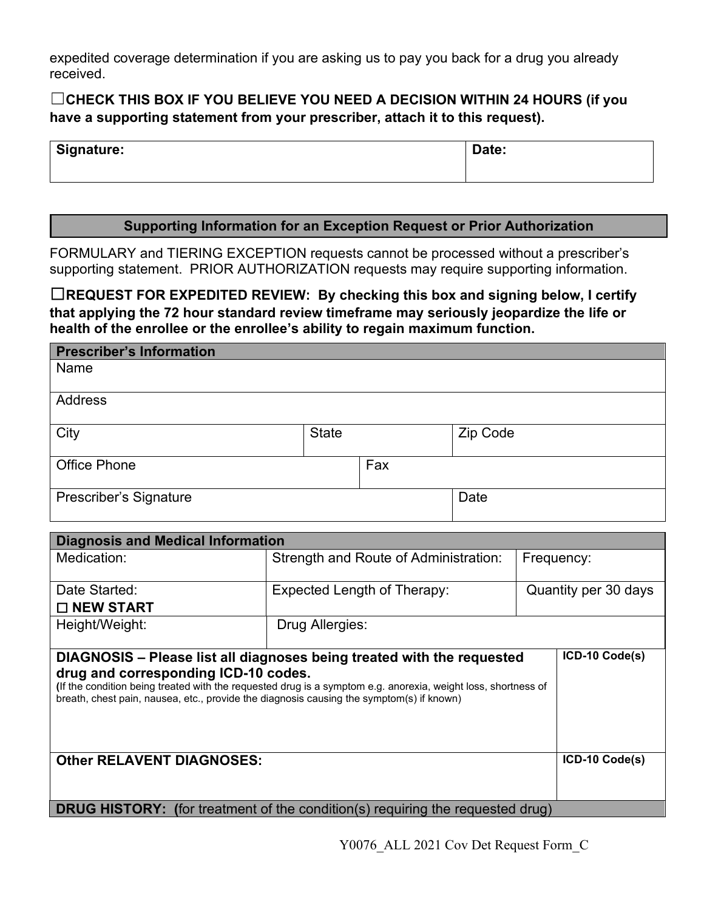expedited coverage determination if you are asking us to pay you back for a drug you already received.

☐**CHECK THIS BOX IF YOU BELIEVE YOU NEED A DECISION WITHIN 24 HOURS (if you have a supporting statement from your prescriber, attach it to this request).**

| **Signature:** | **Date:** |
|---|---|
| | |

## Supporting Information for an Exception Request or Prior Authorization

FORMULARY and TIERING EXCEPTION requests cannot be processed without a prescriber's supporting statement. PRIOR AUTHORIZATION requests may require supporting information.

☐**REQUEST FOR EXPEDITED REVIEW: By checking this box and signing below, I certify that applying the 72 hour standard review timeframe may seriously jeopardize the life or health of the enrollee or the enrollee's ability to regain maximum function.**

| **Prescriber's Information** | | |
|---|---|---|
| Name | | |
| Address | | |
| City | State | Zip Code |
| Office Phone | Fax | |
| Prescriber's Signature | | Date |

| **Diagnosis and Medical Information** | | |
|---|---|---|
| Medication: | Strength and Route of Administration: | Frequency: |
| Date Started:<br>☐ **NEW START** | Expected Length of Therapy: | Quantity per 30 days |
| Height/Weight: | Drug Allergies: | |

| **DIAGNOSIS – Please list all diagnoses being treated with the requested drug and corresponding ICD-10 codes.**<br>(If the condition being treated with the requested drug is a symptom e.g. anorexia, weight loss, shortness of breath, chest pain, nausea, etc., provide the diagnosis causing the symptom(s) if known) | **ICD-10 Code(s)** |
|---|---|
| **Other RELAVENT DIAGNOSES:** | **ICD-10 Code(s)** |

**DRUG HISTORY: (**for treatment of the condition(s) requiring the requested drug)

Y0076_ALL 2021 Cov Det Request Form_C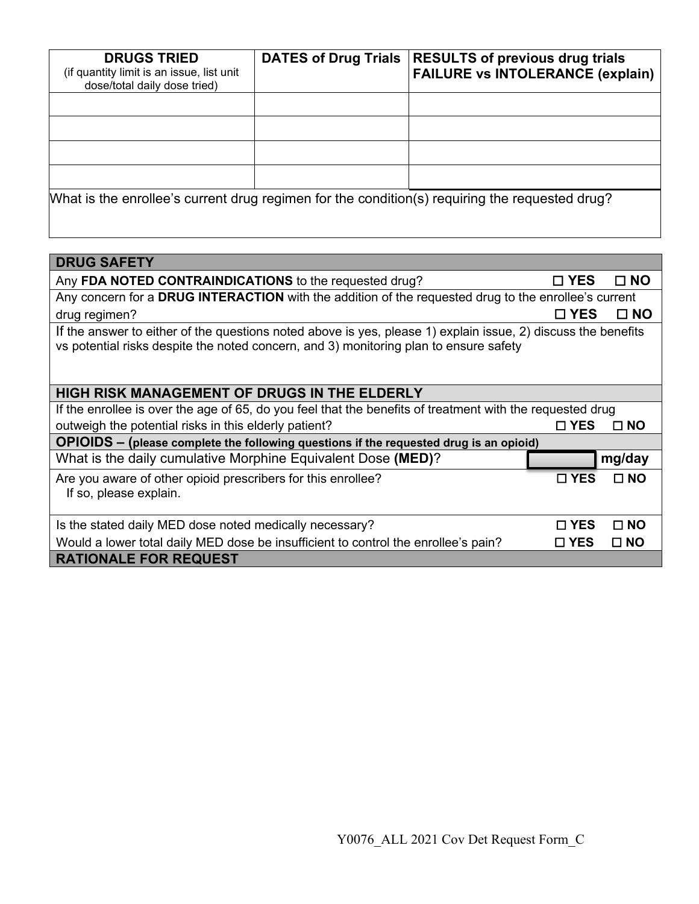| **DRUGS TRIED** (if quantity limit is an issue, list unit dose/total daily dose tried) | **DATES of Drug Trials** | **RESULTS of previous drug trials FAILURE vs INTOLERANCE (explain)** |
|---|---|---|
| | | |
| | | |
| | | |
| | | |

What is the enrollee's current drug regimen for the condition(s) requiring the requested drug?

| **DRUG SAFETY** | | |
|---|---|---|
| Any **FDA NOTED CONTRAINDICATIONS** to the requested drug? | ☐ **YES** | ☐ **NO** |
| Any concern for a **DRUG INTERACTION** with the addition of the requested drug to the enrollee's current drug regimen? | ☐ **YES** | ☐ **NO** |
| If the answer to either of the questions noted above is yes, please 1) explain issue, 2) discuss the benefits vs potential risks despite the noted concern, and 3) monitoring plan to ensure safety | | |
| **HIGH RISK MANAGEMENT OF DRUGS IN THE ELDERLY** | | |
| If the enrollee is over the age of 65, do you feel that the benefits of treatment with the requested drug outweigh the potential risks in this elderly patient? | ☐ **YES** | ☐ **NO** |
| **OPIOIDS – (please complete the following questions if the requested drug is an opioid)** | | |
| What is the daily cumulative Morphine Equivalent Dose **(MED)**? | | **mg/day** |
| Are you aware of other opioid prescribers for this enrollee? If so, please explain. | ☐ **YES** | ☐ **NO** |
| Is the stated daily MED dose noted medically necessary? | ☐ **YES** | ☐ **NO** |
| Would a lower total daily MED dose be insufficient to control the enrollee's pain? | ☐ **YES** | ☐ **NO** |
| **RATIONALE FOR REQUEST** | | |

Y0076_ALL 2021 Cov Det Request Form_C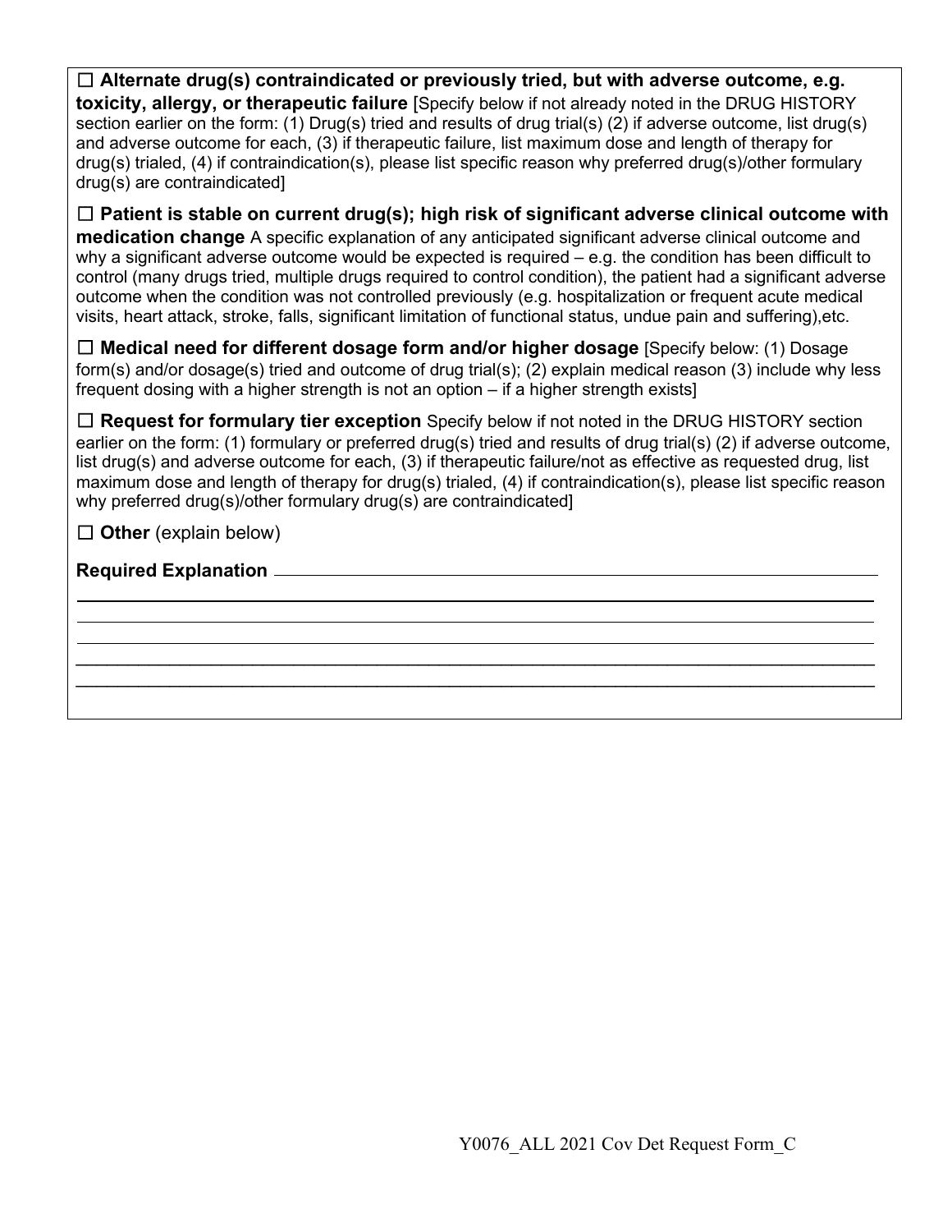☐ **Alternate drug(s) contraindicated or previously tried, but with adverse outcome, e.g. toxicity, allergy, or therapeutic failure** [Specify below if not already noted in the DRUG HISTORY section earlier on the form: (1) Drug(s) tried and results of drug trial(s) (2) if adverse outcome, list drug(s) and adverse outcome for each, (3) if therapeutic failure, list maximum dose and length of therapy for drug(s) trialed, (4) if contraindication(s), please list specific reason why preferred drug(s)/other formulary drug(s) are contraindicated]

☐ **Patient is stable on current drug(s); high risk of significant adverse clinical outcome with medication change** A specific explanation of any anticipated significant adverse clinical outcome and why a significant adverse outcome would be expected is required – e.g. the condition has been difficult to control (many drugs tried, multiple drugs required to control condition), the patient had a significant adverse outcome when the condition was not controlled previously (e.g. hospitalization or frequent acute medical visits, heart attack, stroke, falls, significant limitation of functional status, undue pain and suffering),etc.

☐ **Medical need for different dosage form and/or higher dosage** [Specify below: (1) Dosage form(s) and/or dosage(s) tried and outcome of drug trial(s); (2) explain medical reason (3) include why less frequent dosing with a higher strength is not an option – if a higher strength exists]

☐ **Request for formulary tier exception** Specify below if not noted in the DRUG HISTORY section earlier on the form: (1) formulary or preferred drug(s) tried and results of drug trial(s) (2) if adverse outcome, list drug(s) and adverse outcome for each, (3) if therapeutic failure/not as effective as requested drug, list maximum dose and length of therapy for drug(s) trialed, (4) if contraindication(s), please list specific reason why preferred drug(s)/other formulary drug(s) are contraindicated]

☐ **Other** (explain below)

**Required Explanation** ____________________________________________________________

__________________________________________________________________________________

__________________________________________________________________________________

__________________________________________________________________________________

__________________________________________________________________________________

__________________________________________________________________________________

Y0076_ALL 2021 Cov Det Request Form_C